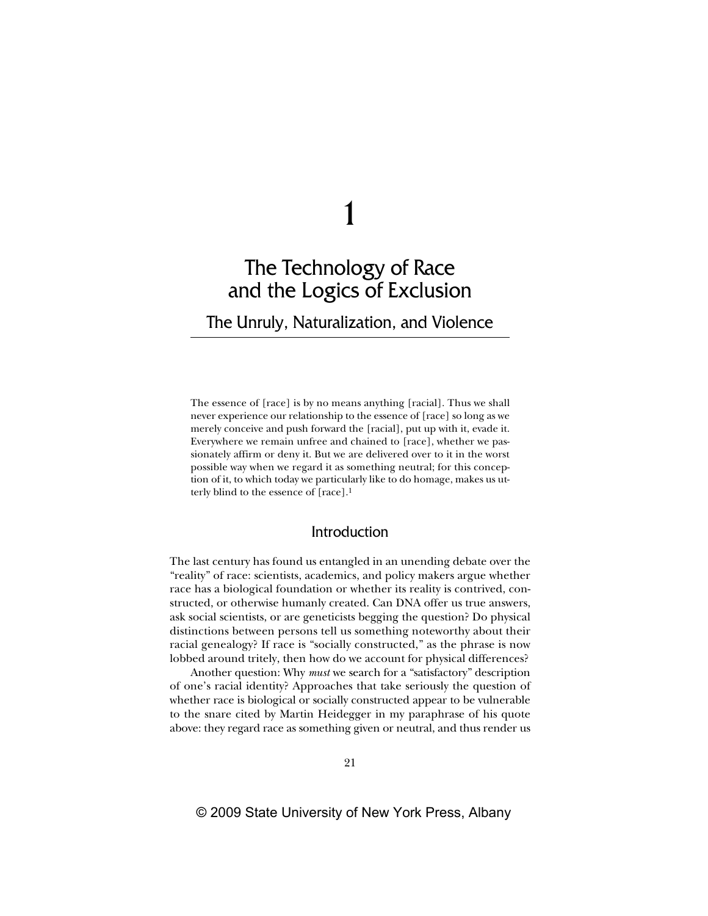# 1

# The Technology of Race and the Logics of Exclusion

## The Unruly, Naturalization, and Violence

> The essence of [race] is by no means anything [racial]. Thus we shall never experience our relationship to the essence of [race] so long as we merely conceive and push forward the [racial], put up with it, evade it. Everywhere we remain unfree and chained to [race], whether we passionately affirm or deny it. But we are delivered over to it in the worst possible way when we regard it as something neutral; for this conception of it, to which today we particularly like to do homage, makes us utterly blind to the essence of [race].[1]

### Introduction

The last century has found us entangled in an unending debate over the "reality" of race: scientists, academics, and policy makers argue whether race has a biological foundation or whether its reality is contrived, constructed, or otherwise humanly created. Can DNA offer us true answers, ask social scientists, or are geneticists begging the question? Do physical distinctions between persons tell us something noteworthy about their racial genealogy? If race is "socially constructed," as the phrase is now lobbed around tritely, then how do we account for physical differences?

Another question: Why *must* we search for a "satisfactory" description of one's racial identity? Approaches that take seriously the question of whether race is biological or socially constructed appear to be vulnerable to the snare cited by Martin Heidegger in my paraphrase of his quote above: they regard race as something given or neutral, and thus render us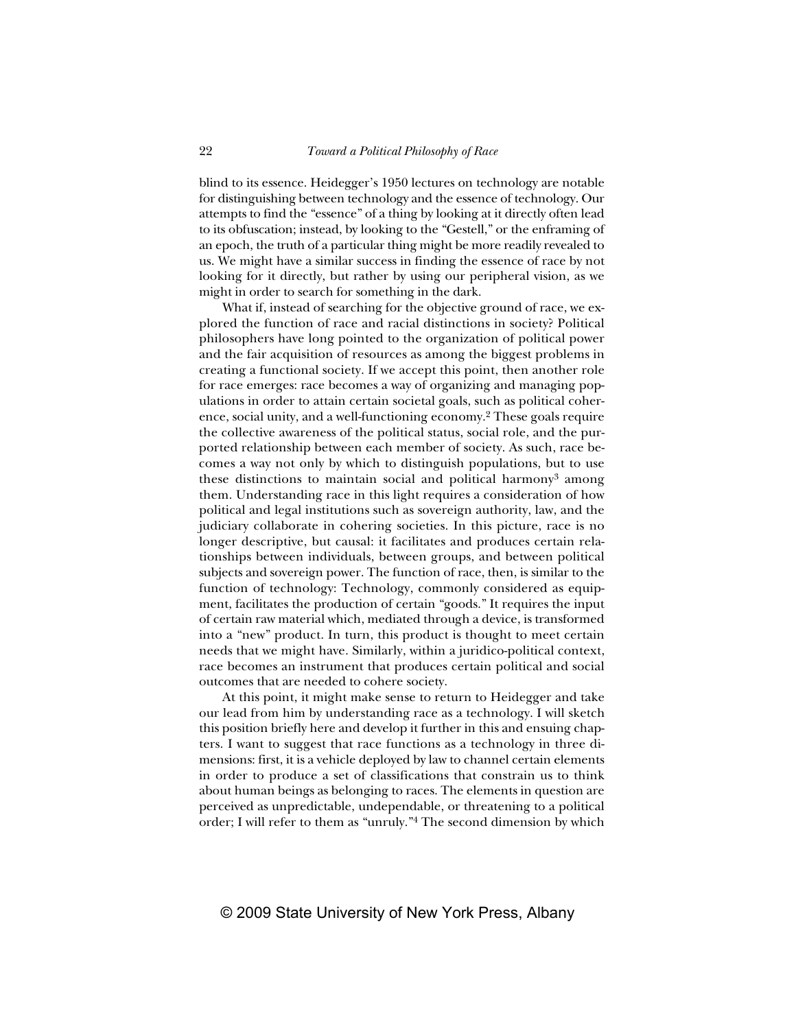blind to its essence. Heidegger's 1950 lectures on technology are notable for distinguishing between technology and the essence of technology. Our attempts to find the "essence" of a thing by looking at it directly often lead to its obfuscation; instead, by looking to the "Gestell," or the enframing of an epoch, the truth of a particular thing might be more readily revealed to us. We might have a similar success in finding the essence of race by not looking for it directly, but rather by using our peripheral vision, as we might in order to search for something in the dark.

What if, instead of searching for the objective ground of race, we explored the function of race and racial distinctions in society? Political philosophers have long pointed to the organization of political power and the fair acquisition of resources as among the biggest problems in creating a functional society. If we accept this point, then another role for race emerges: race becomes a way of organizing and managing populations in order to attain certain societal goals, such as political coherence, social unity, and a well-functioning economy.[2] These goals require the collective awareness of the political status, social role, and the purported relationship between each member of society. As such, race becomes a way not only by which to distinguish populations, but to use these distinctions to maintain social and political harmony[3] among them. Understanding race in this light requires a consideration of how political and legal institutions such as sovereign authority, law, and the judiciary collaborate in cohering societies. In this picture, race is no longer descriptive, but causal: it facilitates and produces certain relationships between individuals, between groups, and between political subjects and sovereign power. The function of race, then, is similar to the function of technology: Technology, commonly considered as equipment, facilitates the production of certain "goods." It requires the input of certain raw material which, mediated through a device, is transformed into a "new" product. In turn, this product is thought to meet certain needs that we might have. Similarly, within a juridico-political context, race becomes an instrument that produces certain political and social outcomes that are needed to cohere society.

At this point, it might make sense to return to Heidegger and take our lead from him by understanding race as a technology. I will sketch this position briefly here and develop it further in this and ensuing chapters. I want to suggest that race functions as a technology in three dimensions: first, it is a vehicle deployed by law to channel certain elements in order to produce a set of classifications that constrain us to think about human beings as belonging to races. The elements in question are perceived as unpredictable, undependable, or threatening to a political order; I will refer to them as "unruly."[4] The second dimension by which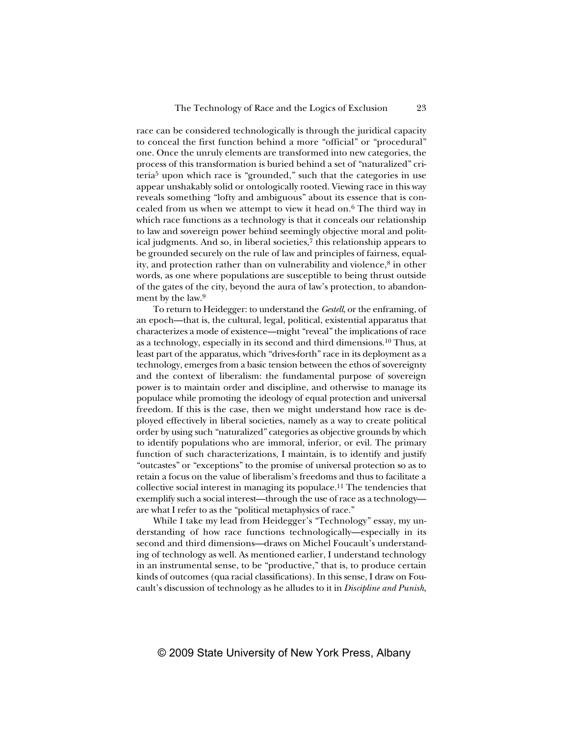race can be considered technologically is through the juridical capacity to conceal the first function behind a more "official" or "procedural" one. Once the unruly elements are transformed into new categories, the process of this transformation is buried behind a set of "naturalized" criteria[5] upon which race is "grounded," such that the categories in use appear unshakably solid or ontologically rooted. Viewing race in this way reveals something "lofty and ambiguous" about its essence that is concealed from us when we attempt to view it head on.[6] The third way in which race functions as a technology is that it conceals our relationship to law and sovereign power behind seemingly objective moral and political judgments. And so, in liberal societies,[7] this relationship appears to be grounded securely on the rule of law and principles of fairness, equality, and protection rather than on vulnerability and violence,[8] in other words, as one where populations are susceptible to being thrust outside of the gates of the city, beyond the aura of law's protection, to abandonment by the law.[9]

To return to Heidegger: to understand the *Gestell*, or the enframing, of an epoch—that is, the cultural, legal, political, existential apparatus that characterizes a mode of existence—might "reveal" the implications of race as a technology, especially in its second and third dimensions.[10] Thus, at least part of the apparatus, which "drives-forth" race in its deployment as a technology, emerges from a basic tension between the ethos of sovereignty and the context of liberalism: the fundamental purpose of sovereign power is to maintain order and discipline, and otherwise to manage its populace while promoting the ideology of equal protection and universal freedom. If this is the case, then we might understand how race is deployed effectively in liberal societies, namely as a way to create political order by using such "naturalized" categories as objective grounds by which to identify populations who are immoral, inferior, or evil. The primary function of such characterizations, I maintain, is to identify and justify "outcastes" or "exceptions" to the promise of universal protection so as to retain a focus on the value of liberalism's freedoms and thus to facilitate a collective social interest in managing its populace.[11] The tendencies that exemplify such a social interest—through the use of race as a technology—are what I refer to as the "political metaphysics of race."

While I take my lead from Heidegger's "Technology" essay, my understanding of how race functions technologically—especially in its second and third dimensions—draws on Michel Foucault's understanding of technology as well. As mentioned earlier, I understand technology in an instrumental sense, to be "productive," that is, to produce certain kinds of outcomes (qua racial classifications). In this sense, I draw on Foucault's discussion of technology as he alludes to it in *Discipline and Punish*,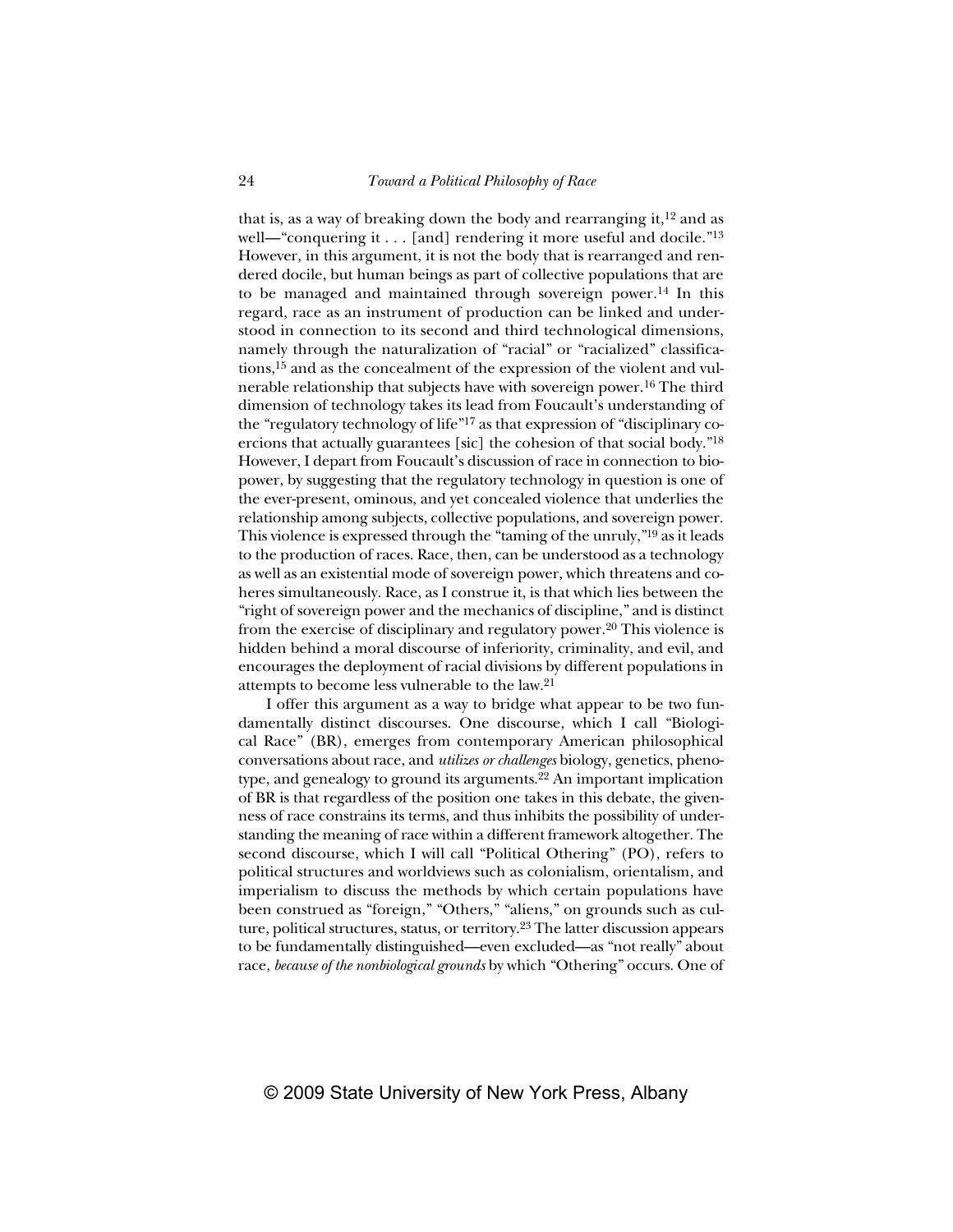that is, as a way of breaking down the body and rearranging it,[12] and as well—"conquering it . . . [and] rendering it more useful and docile."[13] However, in this argument, it is not the body that is rearranged and rendered docile, but human beings as part of collective populations that are to be managed and maintained through sovereign power.[14] In this regard, race as an instrument of production can be linked and understood in connection to its second and third technological dimensions, namely through the naturalization of "racial" or "racialized" classifications,[15] and as the concealment of the expression of the violent and vulnerable relationship that subjects have with sovereign power.[16] The third dimension of technology takes its lead from Foucault's understanding of the "regulatory technology of life"[17] as that expression of "disciplinary coercions that actually guarantees [sic] the cohesion of that social body."[18] However, I depart from Foucault's discussion of race in connection to biopower, by suggesting that the regulatory technology in question is one of the ever-present, ominous, and yet concealed violence that underlies the relationship among subjects, collective populations, and sovereign power. This violence is expressed through the "taming of the unruly,"[19] as it leads to the production of races. Race, then, can be understood as a technology as well as an existential mode of sovereign power, which threatens and coheres simultaneously. Race, as I construe it, is that which lies between the "right of sovereign power and the mechanics of discipline," and is distinct from the exercise of disciplinary and regulatory power.[20] This violence is hidden behind a moral discourse of inferiority, criminality, and evil, and encourages the deployment of racial divisions by different populations in attempts to become less vulnerable to the law.[21]

I offer this argument as a way to bridge what appear to be two fundamentally distinct discourses. One discourse, which I call "Biological Race" (BR), emerges from contemporary American philosophical conversations about race, and *utilizes or challenges* biology, genetics, phenotype, and genealogy to ground its arguments.[22] An important implication of BR is that regardless of the position one takes in this debate, the givenness of race constrains its terms, and thus inhibits the possibility of understanding the meaning of race within a different framework altogether. The second discourse, which I will call "Political Othering" (PO), refers to political structures and worldviews such as colonialism, orientalism, and imperialism to discuss the methods by which certain populations have been construed as "foreign," "Others," "aliens," on grounds such as culture, political structures, status, or territory.[23] The latter discussion appears to be fundamentally distinguished—even excluded—as "not really" about race, *because of the nonbiological grounds* by which "Othering" occurs. One of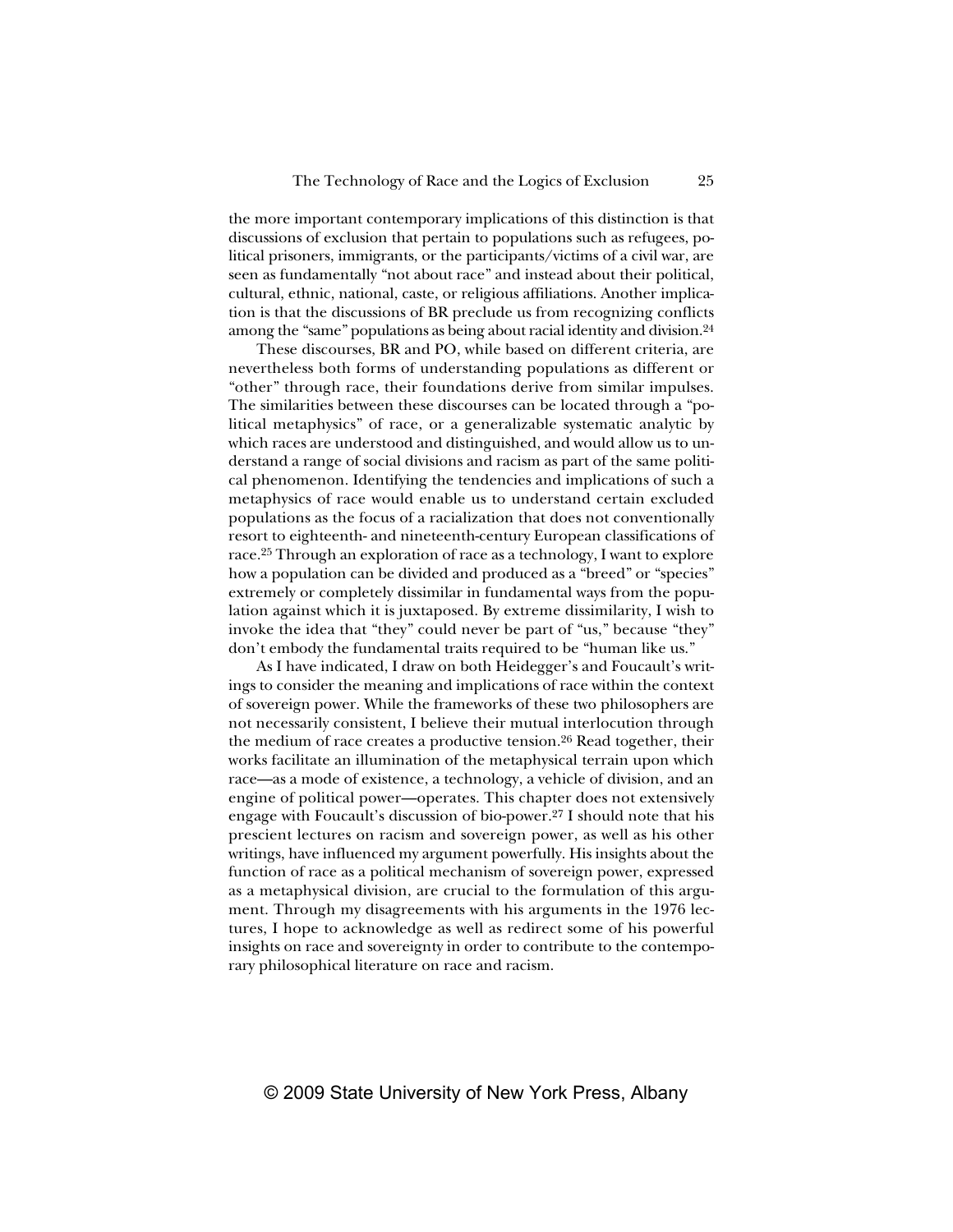the more important contemporary implications of this distinction is that discussions of exclusion that pertain to populations such as refugees, political prisoners, immigrants, or the participants/victims of a civil war, are seen as fundamentally "not about race" and instead about their political, cultural, ethnic, national, caste, or religious affiliations. Another implication is that the discussions of BR preclude us from recognizing conflicts among the "same" populations as being about racial identity and division.[24]

These discourses, BR and PO, while based on different criteria, are nevertheless both forms of understanding populations as different or "other" through race, their foundations derive from similar impulses. The similarities between these discourses can be located through a "political metaphysics" of race, or a generalizable systematic analytic by which races are understood and distinguished, and would allow us to understand a range of social divisions and racism as part of the same political phenomenon. Identifying the tendencies and implications of such a metaphysics of race would enable us to understand certain excluded populations as the focus of a racialization that does not conventionally resort to eighteenth- and nineteenth-century European classifications of race.[25] Through an exploration of race as a technology, I want to explore how a population can be divided and produced as a "breed" or "species" extremely or completely dissimilar in fundamental ways from the population against which it is juxtaposed. By extreme dissimilarity, I wish to invoke the idea that "they" could never be part of "us," because "they" don't embody the fundamental traits required to be "human like us."

As I have indicated, I draw on both Heidegger's and Foucault's writings to consider the meaning and implications of race within the context of sovereign power. While the frameworks of these two philosophers are not necessarily consistent, I believe their mutual interlocution through the medium of race creates a productive tension.[26] Read together, their works facilitate an illumination of the metaphysical terrain upon which race—as a mode of existence, a technology, a vehicle of division, and an engine of political power—operates. This chapter does not extensively engage with Foucault's discussion of bio-power.[27] I should note that his prescient lectures on racism and sovereign power, as well as his other writings, have influenced my argument powerfully. His insights about the function of race as a political mechanism of sovereign power, expressed as a metaphysical division, are crucial to the formulation of this argument. Through my disagreements with his arguments in the 1976 lectures, I hope to acknowledge as well as redirect some of his powerful insights on race and sovereignty in order to contribute to the contemporary philosophical literature on race and racism.

© 2009 State University of New York Press, Albany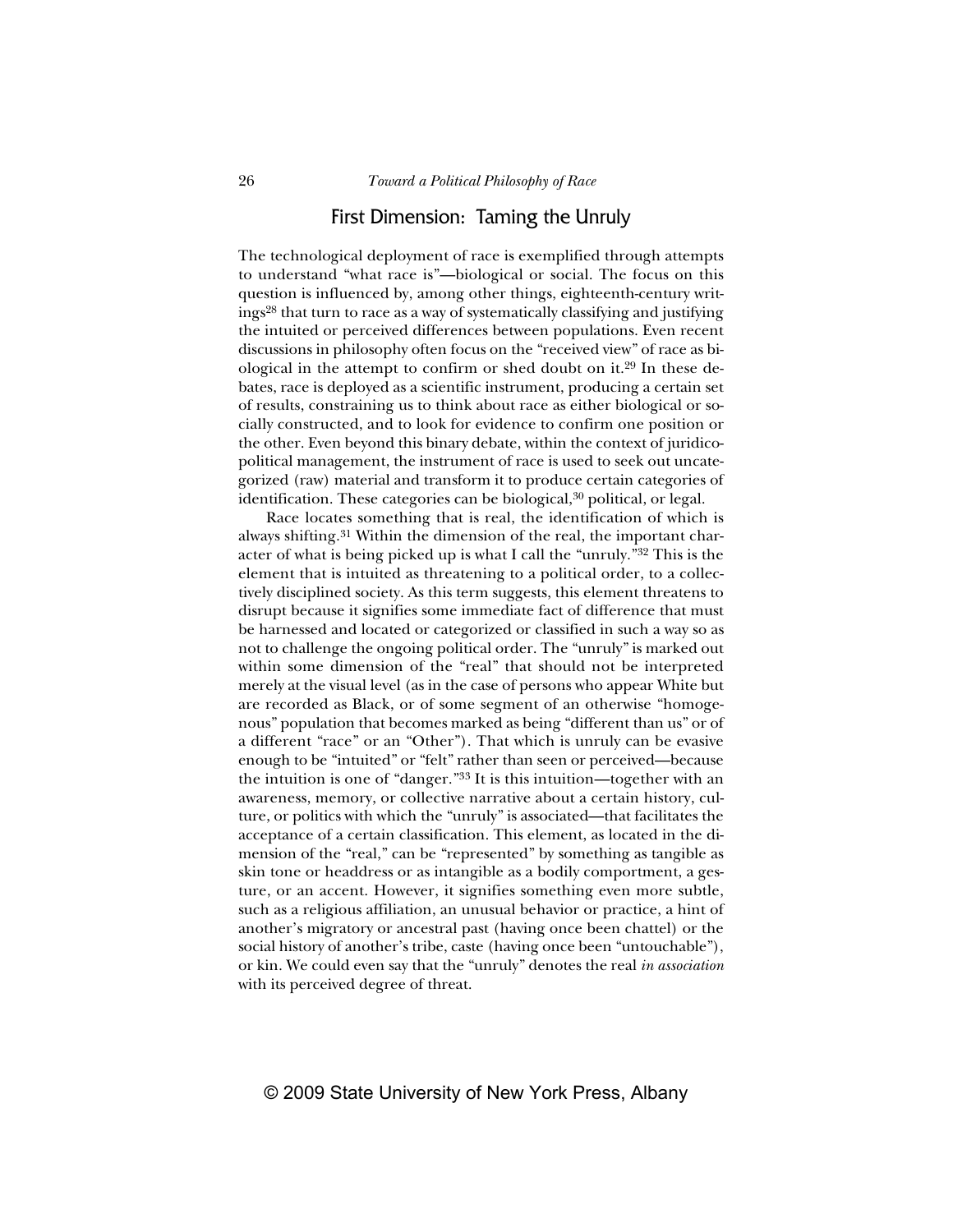## First Dimension: Taming the Unruly

The technological deployment of race is exemplified through attempts to understand "what race is"—biological or social. The focus on this question is influenced by, among other things, eighteenth-century writings[28] that turn to race as a way of systematically classifying and justifying the intuited or perceived differences between populations. Even recent discussions in philosophy often focus on the "received view" of race as biological in the attempt to confirm or shed doubt on it.[29] In these debates, race is deployed as a scientific instrument, producing a certain set of results, constraining us to think about race as either biological or socially constructed, and to look for evidence to confirm one position or the other. Even beyond this binary debate, within the context of juridico-political management, the instrument of race is used to seek out uncategorized (raw) material and transform it to produce certain categories of identification. These categories can be biological,[30] political, or legal.

Race locates something that is real, the identification of which is always shifting.[31] Within the dimension of the real, the important character of what is being picked up is what I call the "unruly."[32] This is the element that is intuited as threatening to a political order, to a collectively disciplined society. As this term suggests, this element threatens to disrupt because it signifies some immediate fact of difference that must be harnessed and located or categorized or classified in such a way so as not to challenge the ongoing political order. The "unruly" is marked out within some dimension of the "real" that should not be interpreted merely at the visual level (as in the case of persons who appear White but are recorded as Black, or of some segment of an otherwise "homogenous" population that becomes marked as being "different than us" or of a different "race" or an "Other"). That which is unruly can be evasive enough to be "intuited" or "felt" rather than seen or perceived—because the intuition is one of "danger."[33] It is this intuition—together with an awareness, memory, or collective narrative about a certain history, culture, or politics with which the "unruly" is associated—that facilitates the acceptance of a certain classification. This element, as located in the dimension of the "real," can be "represented" by something as tangible as skin tone or headdress or as intangible as a bodily comportment, a gesture, or an accent. However, it signifies something even more subtle, such as a religious affiliation, an unusual behavior or practice, a hint of another's migratory or ancestral past (having once been chattel) or the social history of another's tribe, caste (having once been "untouchable"), or kin. We could even say that the "unruly" denotes the real *in association* with its perceived degree of threat.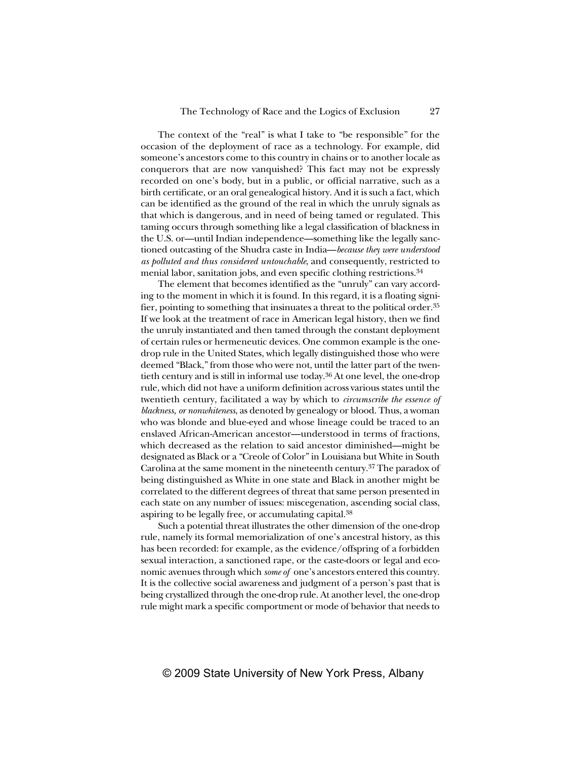The context of the "real" is what I take to "be responsible" for the occasion of the deployment of race as a technology. For example, did someone's ancestors come to this country in chains or to another locale as conquerors that are now vanquished? This fact may not be expressly recorded on one's body, but in a public, or official narrative, such as a birth certificate, or an oral genealogical history. And it is such a fact, which can be identified as the ground of the real in which the unruly signals as that which is dangerous, and in need of being tamed or regulated. This taming occurs through something like a legal classification of blackness in the U.S. or—until Indian independence—something like the legally sanctioned outcasting of the Shudra caste in India—*because they were understood as polluted and thus considered untouchable*, and consequently, restricted to menial labor, sanitation jobs, and even specific clothing restrictions.[34]

The element that becomes identified as the "unruly" can vary according to the moment in which it is found. In this regard, it is a floating signifier, pointing to something that insinuates a threat to the political order.[35] If we look at the treatment of race in American legal history, then we find the unruly instantiated and then tamed through the constant deployment of certain rules or hermeneutic devices. One common example is the one-drop rule in the United States, which legally distinguished those who were deemed "Black," from those who were not, until the latter part of the twentieth century and is still in informal use today.[36] At one level, the one-drop rule, which did not have a uniform definition across various states until the twentieth century, facilitated a way by which to *circumscribe the essence of blackness, or nonwhiteness*, as denoted by genealogy or blood. Thus, a woman who was blonde and blue-eyed and whose lineage could be traced to an enslaved African-American ancestor—understood in terms of fractions, which decreased as the relation to said ancestor diminished—might be designated as Black or a "Creole of Color" in Louisiana but White in South Carolina at the same moment in the nineteenth century.[37] The paradox of being distinguished as White in one state and Black in another might be correlated to the different degrees of threat that same person presented in each state on any number of issues: miscegenation, ascending social class, aspiring to be legally free, or accumulating capital.[38]

Such a potential threat illustrates the other dimension of the one-drop rule, namely its formal memorialization of one's ancestral history, as this has been recorded: for example, as the evidence/offspring of a forbidden sexual interaction, a sanctioned rape, or the caste-doors or legal and economic avenues through which *some of* one's ancestors entered this country. It is the collective social awareness and judgment of a person's past that is being crystallized through the one-drop rule. At another level, the one-drop rule might mark a specific comportment or mode of behavior that needs to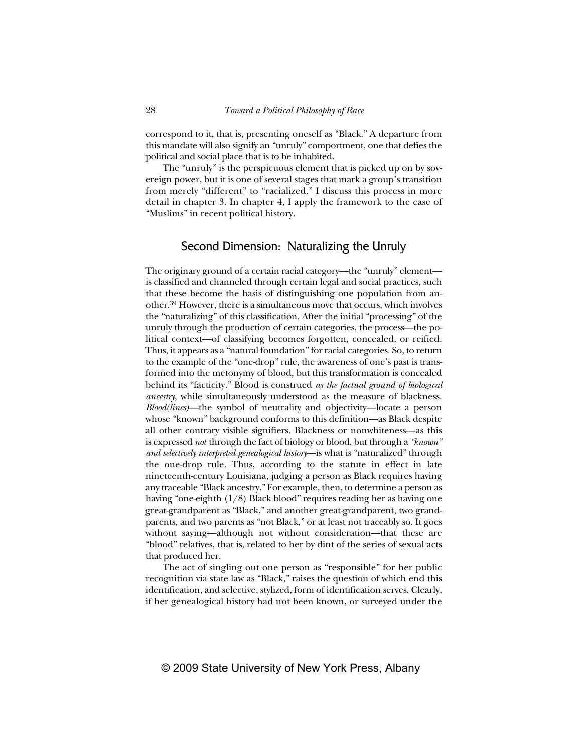correspond to it, that is, presenting oneself as "Black." A departure from this mandate will also signify an "unruly" comportment, one that defies the political and social place that is to be inhabited.

The "unruly" is the perspicuous element that is picked up on by sovereign power, but it is one of several stages that mark a group's transition from merely "different" to "racialized." I discuss this process in more detail in chapter 3. In chapter 4, I apply the framework to the case of "Muslims" in recent political history.

## Second Dimension: Naturalizing the Unruly

The originary ground of a certain racial category—the "unruly" element—is classified and channeled through certain legal and social practices, such that these become the basis of distinguishing one population from another.[39] However, there is a simultaneous move that occurs, which involves the "naturalizing" of this classification. After the initial "processing" of the unruly through the production of certain categories, the process—the political context—of classifying becomes forgotten, concealed, or reified. Thus, it appears as a "natural foundation" for racial categories. So, to return to the example of the "one-drop" rule, the awareness of one's past is transformed into the metonymy of blood, but this transformation is concealed behind its "facticity." Blood is construed *as the factual ground of biological ancestry*, while simultaneously understood as the measure of blackness. *Blood(lines)*—the symbol of neutrality and objectivity—locate a person whose "known" background conforms to this definition—as Black despite all other contrary visible signifiers. Blackness or nonwhiteness—as this is expressed *not* through the fact of biology or blood, but through a *"known" and selectively interpreted genealogical history*—is what is "naturalized" through the one-drop rule. Thus, according to the statute in effect in late nineteenth-century Louisiana, judging a person as Black requires having any traceable "Black ancestry." For example, then, to determine a person as having "one-eighth (1/8) Black blood" requires reading her as having one great-grandparent as "Black," and another great-grandparent, two grandparents, and two parents as "not Black," or at least not traceably so. It goes without saying—although not without consideration—that these are "blood" relatives, that is, related to her by dint of the series of sexual acts that produced her.

The act of singling out one person as "responsible" for her public recognition via state law as "Black," raises the question of which end this identification, and selective, stylized, form of identification serves. Clearly, if her genealogical history had not been known, or surveyed under the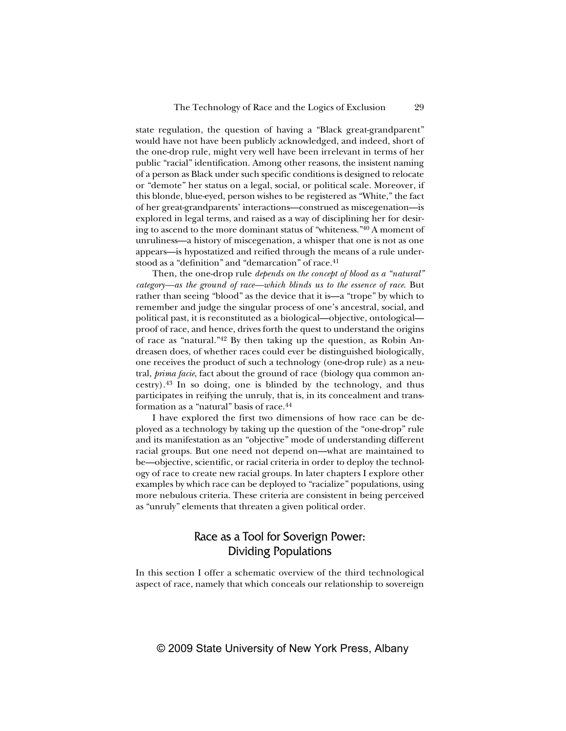state regulation, the question of having a "Black great-grandparent" would have not have been publicly acknowledged, and indeed, short of the one-drop rule, might very well have been irrelevant in terms of her public "racial" identification. Among other reasons, the insistent naming of a person as Black under such specific conditions is designed to relocate or "demote" her status on a legal, social, or political scale. Moreover, if this blonde, blue-eyed, person wishes to be registered as "White," the fact of her great-grandparents' interactions—construed as miscegenation—is explored in legal terms, and raised as a way of disciplining her for desiring to ascend to the more dominant status of "whiteness."[40] A moment of unruliness—a history of miscegenation, a whisper that one is not as one appears—is hypostatized and reified through the means of a rule understood as a "definition" and "demarcation" of race.[41]

Then, the one-drop rule *depends on the concept of blood as a "natural" category—as the ground of race—which blinds us to the essence of race*. But rather than seeing "blood" as the device that it is—a "trope" by which to remember and judge the singular process of one's ancestral, social, and political past, it is reconstituted as a biological—objective, ontological—proof of race, and hence, drives forth the quest to understand the origins of race as "natural."[42] By then taking up the question, as Robin Andreasen does, of whether races could ever be distinguished biologically, one receives the product of such a technology (one-drop rule) as a neutral, *prima facie*, fact about the ground of race (biology qua common ancestry).[43] In so doing, one is blinded by the technology, and thus participates in reifying the unruly, that is, in its concealment and transformation as a "natural" basis of race.[44]

I have explored the first two dimensions of how race can be deployed as a technology by taking up the question of the "one-drop" rule and its manifestation as an "objective" mode of understanding different racial groups. But one need not depend on—what are maintained to be—objective, scientific, or racial criteria in order to deploy the technology of race to create new racial groups. In later chapters I explore other examples by which race can be deployed to "racialize" populations, using more nebulous criteria. These criteria are consistent in being perceived as "unruly" elements that threaten a given political order.

## Race as a Tool for Soverign Power: Dividing Populations

In this section I offer a schematic overview of the third technological aspect of race, namely that which conceals our relationship to sovereign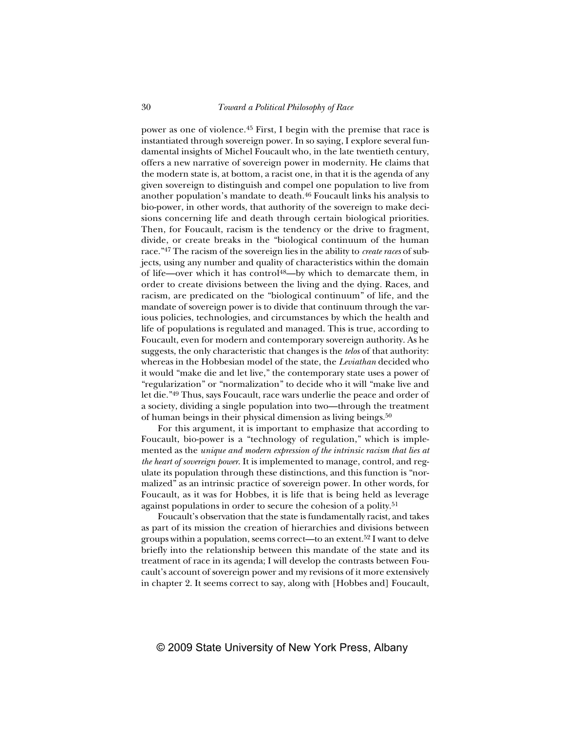power as one of violence.[45] First, I begin with the premise that race is instantiated through sovereign power. In so saying, I explore several fundamental insights of Michel Foucault who, in the late twentieth century, offers a new narrative of sovereign power in modernity. He claims that the modern state is, at bottom, a racist one, in that it is the agenda of any given sovereign to distinguish and compel one population to live from another population's mandate to death.[46] Foucault links his analysis to bio-power, in other words, that authority of the sovereign to make decisions concerning life and death through certain biological priorities. Then, for Foucault, racism is the tendency or the drive to fragment, divide, or create breaks in the "biological continuum of the human race."[47] The racism of the sovereign lies in the ability to *create races* of subjects, using any number and quality of characteristics within the domain of life—over which it has control[48]—by which to demarcate them, in order to create divisions between the living and the dying. Races, and racism, are predicated on the "biological continuum" of life, and the mandate of sovereign power is to divide that continuum through the various policies, technologies, and circumstances by which the health and life of populations is regulated and managed. This is true, according to Foucault, even for modern and contemporary sovereign authority. As he suggests, the only characteristic that changes is the *telos* of that authority: whereas in the Hobbesian model of the state, the *Leviathan* decided who it would "make die and let live," the contemporary state uses a power of "regularization" or "normalization" to decide who it will "make live and let die."[49] Thus, says Foucault, race wars underlie the peace and order of a society, dividing a single population into two—through the treatment of human beings in their physical dimension as living beings.[50]

For this argument, it is important to emphasize that according to Foucault, bio-power is a "technology of regulation," which is implemented as the *unique and modern expression of the intrinsic racism that lies at the heart of sovereign power*. It is implemented to manage, control, and regulate its population through these distinctions, and this function is "normalized" as an intrinsic practice of sovereign power. In other words, for Foucault, as it was for Hobbes, it is life that is being held as leverage against populations in order to secure the cohesion of a polity.[51]

Foucault's observation that the state is fundamentally racist, and takes as part of its mission the creation of hierarchies and divisions between groups within a population, seems correct—to an extent.[52] I want to delve briefly into the relationship between this mandate of the state and its treatment of race in its agenda; I will develop the contrasts between Foucault's account of sovereign power and my revisions of it more extensively in chapter 2. It seems correct to say, along with [Hobbes and] Foucault,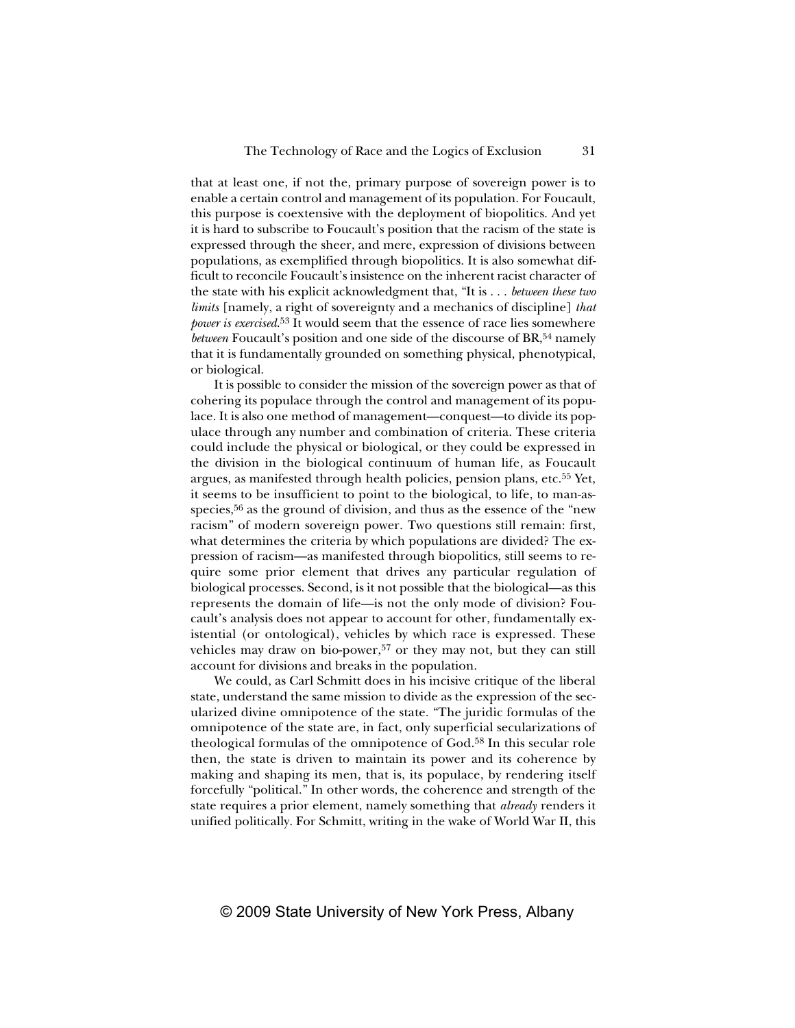that at least one, if not the, primary purpose of sovereign power is to enable a certain control and management of its population. For Foucault, this purpose is coextensive with the deployment of biopolitics. And yet it is hard to subscribe to Foucault's position that the racism of the state is expressed through the sheer, and mere, expression of divisions between populations, as exemplified through biopolitics. It is also somewhat difficult to reconcile Foucault's insistence on the inherent racist character of the state with his explicit acknowledgment that, "It is . . . *between these two limits* [namely, a right of sovereignty and a mechanics of discipline] *that power is exercised*.[53] It would seem that the essence of race lies somewhere *between* Foucault's position and one side of the discourse of BR,[54] namely that it is fundamentally grounded on something physical, phenotypical, or biological.

It is possible to consider the mission of the sovereign power as that of cohering its populace through the control and management of its populace. It is also one method of management—conquest—to divide its populace through any number and combination of criteria. These criteria could include the physical or biological, or they could be expressed in the division in the biological continuum of human life, as Foucault argues, as manifested through health policies, pension plans, etc.[55] Yet, it seems to be insufficient to point to the biological, to life, to man-as-species,[56] as the ground of division, and thus as the essence of the "new racism" of modern sovereign power. Two questions still remain: first, what determines the criteria by which populations are divided? The expression of racism—as manifested through biopolitics, still seems to require some prior element that drives any particular regulation of biological processes. Second, is it not possible that the biological—as this represents the domain of life—is not the only mode of division? Foucault's analysis does not appear to account for other, fundamentally existential (or ontological), vehicles by which race is expressed. These vehicles may draw on bio-power,[57] or they may not, but they can still account for divisions and breaks in the population.

We could, as Carl Schmitt does in his incisive critique of the liberal state, understand the same mission to divide as the expression of the secularized divine omnipotence of the state. "The juridic formulas of the omnipotence of the state are, in fact, only superficial secularizations of theological formulas of the omnipotence of God.[58] In this secular role then, the state is driven to maintain its power and its coherence by making and shaping its men, that is, its populace, by rendering itself forcefully "political." In other words, the coherence and strength of the state requires a prior element, namely something that *already* renders it unified politically. For Schmitt, writing in the wake of World War II, this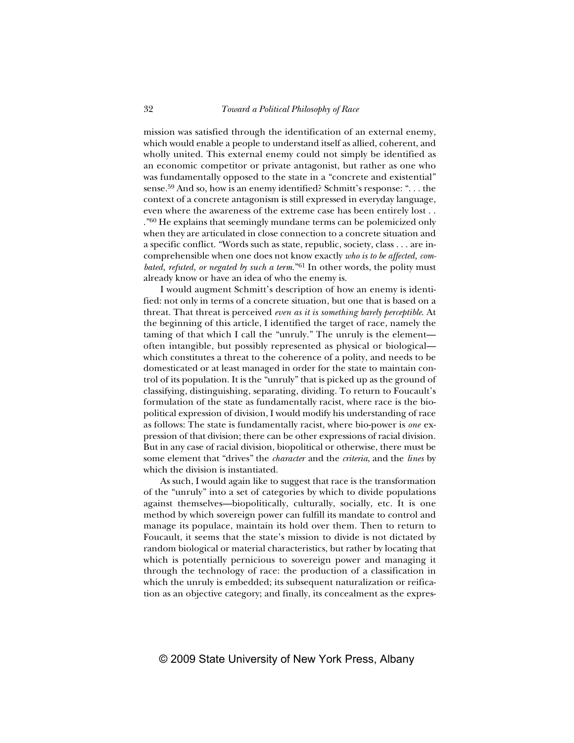mission was satisfied through the identification of an external enemy, which would enable a people to understand itself as allied, coherent, and wholly united. This external enemy could not simply be identified as an economic competitor or private antagonist, but rather as one who was fundamentally opposed to the state in a "concrete and existential" sense.[59] And so, how is an enemy identified? Schmitt's response: ". . . the context of a concrete antagonism is still expressed in everyday language, even where the awareness of the extreme case has been entirely lost . . ."[60] He explains that seemingly mundane terms can be polemicized only when they are articulated in close connection to a concrete situation and a specific conflict. "Words such as state, republic, society, class . . . are incomprehensible when one does not know exactly *who is to be affected, combated, refuted, or negated by such a term*."[61] In other words, the polity must already know or have an idea of who the enemy is.

I would augment Schmitt's description of how an enemy is identified: not only in terms of a concrete situation, but one that is based on a threat. That threat is perceived *even as it is something barely perceptible*. At the beginning of this article, I identified the target of race, namely the taming of that which I call the "unruly." The unruly is the element—often intangible, but possibly represented as physical or biological—which constitutes a threat to the coherence of a polity, and needs to be domesticated or at least managed in order for the state to maintain control of its population. It is the "unruly" that is picked up as the ground of classifying, distinguishing, separating, dividing. To return to Foucault's formulation of the state as fundamentally racist, where race is the biopolitical expression of division, I would modify his understanding of race as follows: The state is fundamentally racist, where bio-power is *one* expression of that division; there can be other expressions of racial division. But in any case of racial division, biopolitical or otherwise, there must be some element that "drives" the *character* and the *criteria*, and the *lines* by which the division is instantiated.

As such, I would again like to suggest that race is the transformation of the "unruly" into a set of categories by which to divide populations against themselves—biopolitically, culturally, socially, etc. It is one method by which sovereign power can fulfill its mandate to control and manage its populace, maintain its hold over them. Then to return to Foucault, it seems that the state's mission to divide is not dictated by random biological or material characteristics, but rather by locating that which is potentially pernicious to sovereign power and managing it through the technology of race: the production of a classification in which the unruly is embedded; its subsequent naturalization or reification as an objective category; and finally, its concealment as the expres-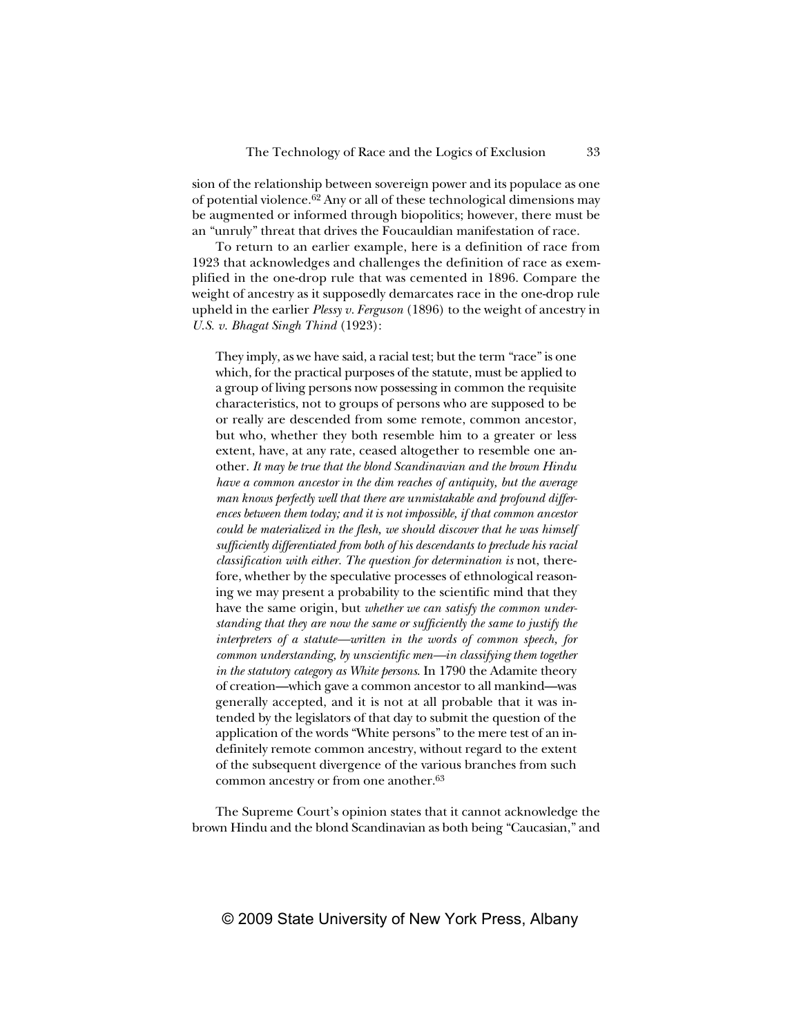sion of the relationship between sovereign power and its populace as one of potential violence.[62] Any or all of these technological dimensions may be augmented or informed through biopolitics; however, there must be an "unruly" threat that drives the Foucauldian manifestation of race.

To return to an earlier example, here is a definition of race from 1923 that acknowledges and challenges the definition of race as exemplified in the one-drop rule that was cemented in 1896. Compare the weight of ancestry as it supposedly demarcates race in the one-drop rule upheld in the earlier *Plessy v. Ferguson* (1896) to the weight of ancestry in *U.S. v. Bhagat Singh Thind* (1923):

> They imply, as we have said, a racial test; but the term "race" is one which, for the practical purposes of the statute, must be applied to a group of living persons now possessing in common the requisite characteristics, not to groups of persons who are supposed to be or really are descended from some remote, common ancestor, but who, whether they both resemble him to a greater or less extent, have, at any rate, ceased altogether to resemble one another. *It may be true that the blond Scandinavian and the brown Hindu have a common ancestor in the dim reaches of antiquity, but the average man knows perfectly well that there are unmistakable and profound differences between them today; and it is not impossible, if that common ancestor could be materialized in the flesh, we should discover that he was himself sufficiently differentiated from both of his descendants to preclude his racial classification with either. The question for determination is* not, therefore, whether by the speculative processes of ethnological reasoning we may present a probability to the scientific mind that they have the same origin, but *whether we can satisfy the common understanding that they are now the same or sufficiently the same to justify the interpreters of a statute—written in the words of common speech, for common understanding, by unscientific men—in classifying them together in the statutory category as White persons*. In 1790 the Adamite theory of creation—which gave a common ancestor to all mankind—was generally accepted, and it is not at all probable that it was intended by the legislators of that day to submit the question of the application of the words "White persons" to the mere test of an indefinitely remote common ancestry, without regard to the extent of the subsequent divergence of the various branches from such common ancestry or from one another.[63]

The Supreme Court's opinion states that it cannot acknowledge the brown Hindu and the blond Scandinavian as both being "Caucasian," and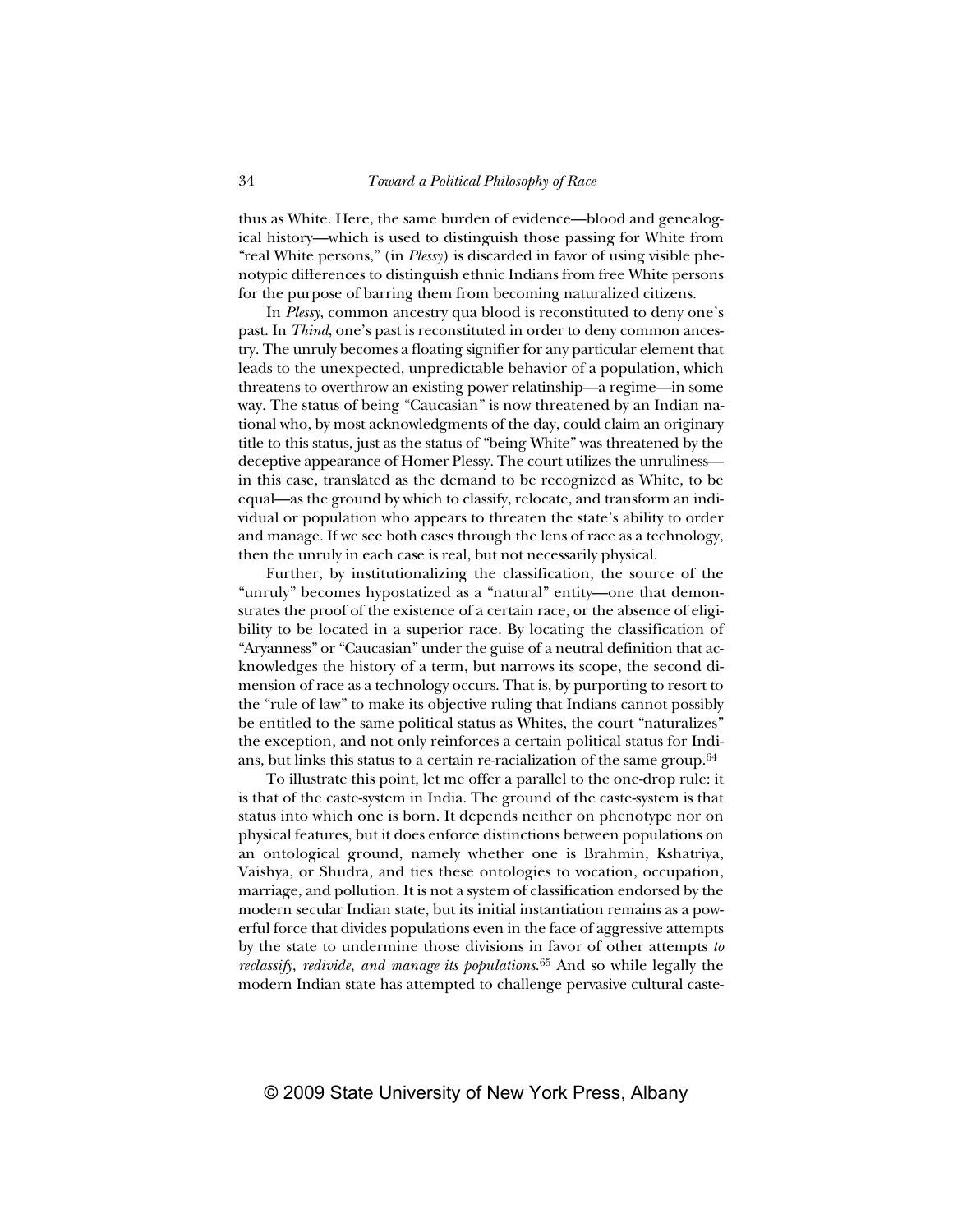thus as White. Here, the same burden of evidence—blood and genealogical history—which is used to distinguish those passing for White from "real White persons," (in *Plessy*) is discarded in favor of using visible phenotypic differences to distinguish ethnic Indians from free White persons for the purpose of barring them from becoming naturalized citizens.

In *Plessy*, common ancestry qua blood is reconstituted to deny one's past. In *Thind*, one's past is reconstituted in order to deny common ancestry. The unruly becomes a floating signifier for any particular element that leads to the unexpected, unpredictable behavior of a population, which threatens to overthrow an existing power relatinship—a regime—in some way. The status of being "Caucasian" is now threatened by an Indian national who, by most acknowledgments of the day, could claim an originary title to this status, just as the status of "being White" was threatened by the deceptive appearance of Homer Plessy. The court utilizes the unruliness—in this case, translated as the demand to be recognized as White, to be equal—as the ground by which to classify, relocate, and transform an individual or population who appears to threaten the state's ability to order and manage. If we see both cases through the lens of race as a technology, then the unruly in each case is real, but not necessarily physical.

Further, by institutionalizing the classification, the source of the "unruly" becomes hypostatized as a "natural" entity—one that demonstrates the proof of the existence of a certain race, or the absence of eligibility to be located in a superior race. By locating the classification of "Aryanness" or "Caucasian" under the guise of a neutral definition that acknowledges the history of a term, but narrows its scope, the second dimension of race as a technology occurs. That is, by purporting to resort to the "rule of law" to make its objective ruling that Indians cannot possibly be entitled to the same political status as Whites, the court "naturalizes" the exception, and not only reinforces a certain political status for Indians, but links this status to a certain re-racialization of the same group.[64]

To illustrate this point, let me offer a parallel to the one-drop rule: it is that of the caste-system in India. The ground of the caste-system is that status into which one is born. It depends neither on phenotype nor on physical features, but it does enforce distinctions between populations on an ontological ground, namely whether one is Brahmin, Kshatriya, Vaishya, or Shudra, and ties these ontologies to vocation, occupation, marriage, and pollution. It is not a system of classification endorsed by the modern secular Indian state, but its initial instantiation remains as a powerful force that divides populations even in the face of aggressive attempts by the state to undermine those divisions in favor of other attempts *to reclassify, redivide, and manage its populations*.[65] And so while legally the modern Indian state has attempted to challenge pervasive cultural caste-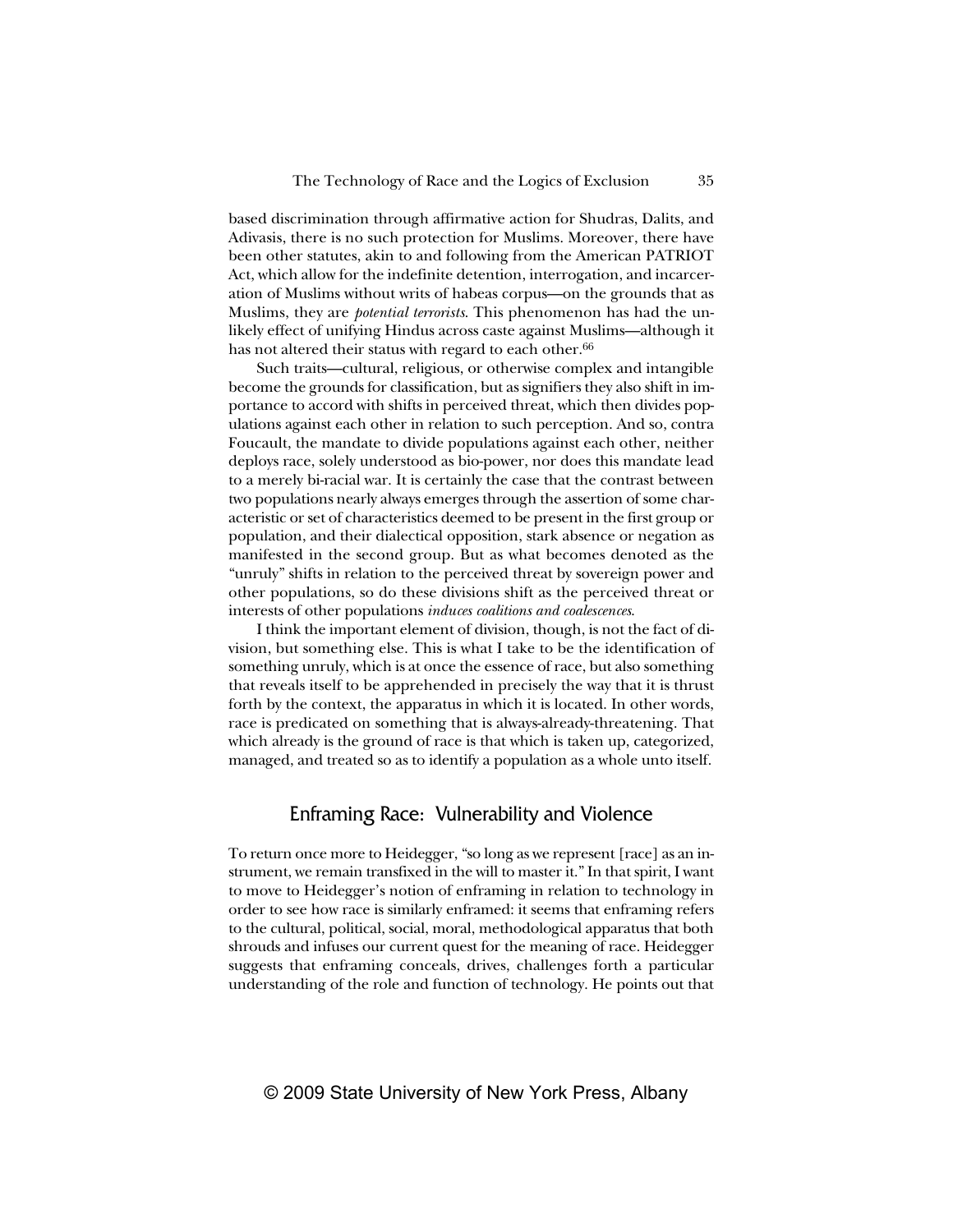based discrimination through affirmative action for Shudras, Dalits, and Adivasis, there is no such protection for Muslims. Moreover, there have been other statutes, akin to and following from the American PATRIOT Act, which allow for the indefinite detention, interrogation, and incarceration of Muslims without writs of habeas corpus—on the grounds that as Muslims, they are *potential terrorists*. This phenomenon has had the unlikely effect of unifying Hindus across caste against Muslims—although it has not altered their status with regard to each other.[66]

Such traits—cultural, religious, or otherwise complex and intangible become the grounds for classification, but as signifiers they also shift in importance to accord with shifts in perceived threat, which then divides populations against each other in relation to such perception. And so, contra Foucault, the mandate to divide populations against each other, neither deploys race, solely understood as bio-power, nor does this mandate lead to a merely bi-racial war. It is certainly the case that the contrast between two populations nearly always emerges through the assertion of some characteristic or set of characteristics deemed to be present in the first group or population, and their dialectical opposition, stark absence or negation as manifested in the second group. But as what becomes denoted as the "unruly" shifts in relation to the perceived threat by sovereign power and other populations, so do these divisions shift as the perceived threat or interests of other populations *induces coalitions and coalescences*.

I think the important element of division, though, is not the fact of division, but something else. This is what I take to be the identification of something unruly, which is at once the essence of race, but also something that reveals itself to be apprehended in precisely the way that it is thrust forth by the context, the apparatus in which it is located. In other words, race is predicated on something that is always-already-threatening. That which already is the ground of race is that which is taken up, categorized, managed, and treated so as to identify a population as a whole unto itself.

## Enframing Race: Vulnerability and Violence

To return once more to Heidegger, "so long as we represent [race] as an instrument, we remain transfixed in the will to master it." In that spirit, I want to move to Heidegger's notion of enframing in relation to technology in order to see how race is similarly enframed: it seems that enframing refers to the cultural, political, social, moral, methodological apparatus that both shrouds and infuses our current quest for the meaning of race. Heidegger suggests that enframing conceals, drives, challenges forth a particular understanding of the role and function of technology. He points out that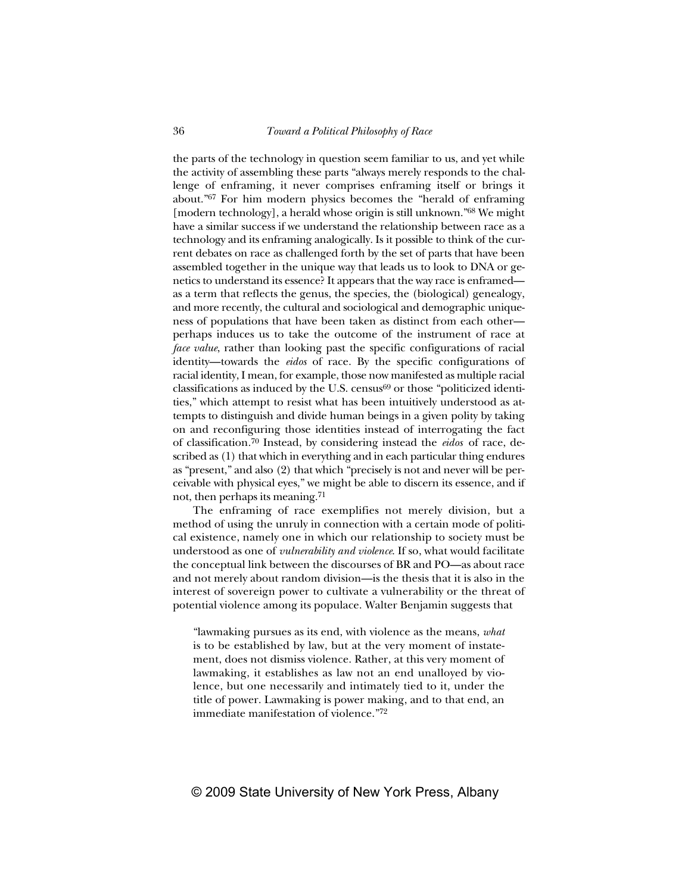the parts of the technology in question seem familiar to us, and yet while the activity of assembling these parts "always merely responds to the challenge of enframing, it never comprises enframing itself or brings it about."[67] For him modern physics becomes the "herald of enframing [modern technology], a herald whose origin is still unknown."[68] We might have a similar success if we understand the relationship between race as a technology and its enframing analogically. Is it possible to think of the current debates on race as challenged forth by the set of parts that have been assembled together in the unique way that leads us to look to DNA or genetics to understand its essence? It appears that the way race is enframed—as a term that reflects the genus, the species, the (biological) genealogy, and more recently, the cultural and sociological and demographic uniqueness of populations that have been taken as distinct from each other—perhaps induces us to take the outcome of the instrument of race at *face value*, rather than looking past the specific configurations of racial identity—towards the *eidos* of race. By the specific configurations of racial identity, I mean, for example, those now manifested as multiple racial classifications as induced by the U.S. census[69] or those "politicized identities," which attempt to resist what has been intuitively understood as attempts to distinguish and divide human beings in a given polity by taking on and reconfiguring those identities instead of interrogating the fact of classification.[70] Instead, by considering instead the *eidos* of race, described as (1) that which in everything and in each particular thing endures as "present," and also (2) that which "precisely is not and never will be perceivable with physical eyes," we might be able to discern its essence, and if not, then perhaps its meaning.[71]

The enframing of race exemplifies not merely division, but a method of using the unruly in connection with a certain mode of political existence, namely one in which our relationship to society must be understood as one of *vulnerability and violence*. If so, what would facilitate the conceptual link between the discourses of BR and PO—as about race and not merely about random division—is the thesis that it is also in the interest of sovereign power to cultivate a vulnerability or the threat of potential violence among its populace. Walter Benjamin suggests that

> "lawmaking pursues as its end, with violence as the means, *what* is to be established by law, but at the very moment of instatement, does not dismiss violence. Rather, at this very moment of lawmaking, it establishes as law not an end unalloyed by violence, but one necessarily and intimately tied to it, under the title of power. Lawmaking is power making, and to that end, an immediate manifestation of violence."[72]

© 2009 State University of New York Press, Albany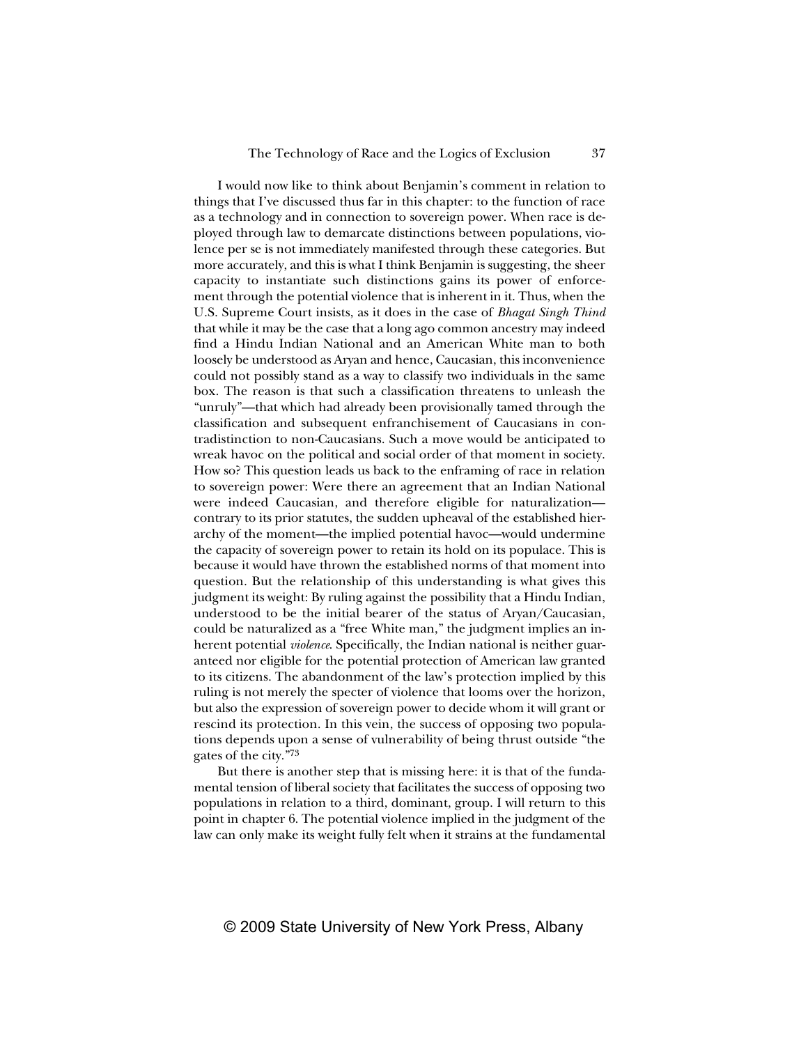I would now like to think about Benjamin's comment in relation to things that I've discussed thus far in this chapter: to the function of race as a technology and in connection to sovereign power. When race is deployed through law to demarcate distinctions between populations, violence per se is not immediately manifested through these categories. But more accurately, and this is what I think Benjamin is suggesting, the sheer capacity to instantiate such distinctions gains its power of enforcement through the potential violence that is inherent in it. Thus, when the U.S. Supreme Court insists, as it does in the case of *Bhagat Singh Thind* that while it may be the case that a long ago common ancestry may indeed find a Hindu Indian National and an American White man to both loosely be understood as Aryan and hence, Caucasian, this inconvenience could not possibly stand as a way to classify two individuals in the same box. The reason is that such a classification threatens to unleash the "unruly"—that which had already been provisionally tamed through the classification and subsequent enfranchisement of Caucasians in contradistinction to non-Caucasians. Such a move would be anticipated to wreak havoc on the political and social order of that moment in society. How so? This question leads us back to the enframing of race in relation to sovereign power: Were there an agreement that an Indian National were indeed Caucasian, and therefore eligible for naturalization—contrary to its prior statutes, the sudden upheaval of the established hierarchy of the moment—the implied potential havoc—would undermine the capacity of sovereign power to retain its hold on its populace. This is because it would have thrown the established norms of that moment into question. But the relationship of this understanding is what gives this judgment its weight: By ruling against the possibility that a Hindu Indian, understood to be the initial bearer of the status of Aryan/Caucasian, could be naturalized as a "free White man," the judgment implies an inherent potential *violence*. Specifically, the Indian national is neither guaranteed nor eligible for the potential protection of American law granted to its citizens. The abandonment of the law's protection implied by this ruling is not merely the specter of violence that looms over the horizon, but also the expression of sovereign power to decide whom it will grant or rescind its protection. In this vein, the success of opposing two populations depends upon a sense of vulnerability of being thrust outside "the gates of the city."[73]

But there is another step that is missing here: it is that of the fundamental tension of liberal society that facilitates the success of opposing two populations in relation to a third, dominant, group. I will return to this point in chapter 6. The potential violence implied in the judgment of the law can only make its weight fully felt when it strains at the fundamental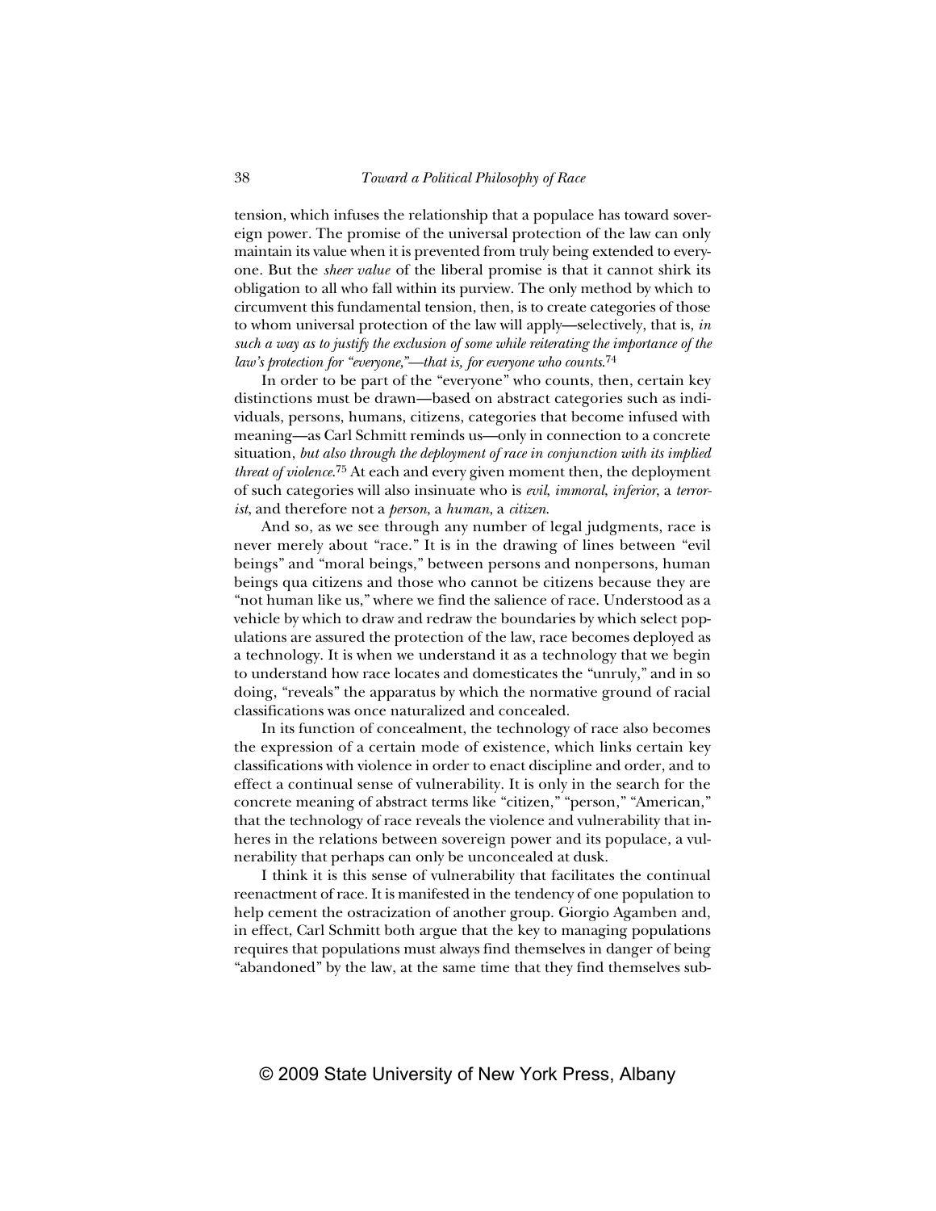tension, which infuses the relationship that a populace has toward sovereign power. The promise of the universal protection of the law can only maintain its value when it is prevented from truly being extended to everyone. But the *sheer value* of the liberal promise is that it cannot shirk its obligation to all who fall within its purview. The only method by which to circumvent this fundamental tension, then, is to create categories of those to whom universal protection of the law will apply—selectively, that is, *in such a way as to justify the exclusion of some while reiterating the importance of the law's protection for "everyone,"—that is, for everyone who counts.*[74]

In order to be part of the "everyone" who counts, then, certain key distinctions must be drawn—based on abstract categories such as individuals, persons, humans, citizens, categories that become infused with meaning—as Carl Schmitt reminds us—only in connection to a concrete situation, *but also through the deployment of race in conjunction with its implied threat of violence.*[75] At each and every given moment then, the deployment of such categories will also insinuate who is *evil*, *immoral*, *inferior*, a *terrorist*, and therefore not a *person*, a *human*, a *citizen*.

And so, as we see through any number of legal judgments, race is never merely about "race." It is in the drawing of lines between "evil beings" and "moral beings," between persons and nonpersons, human beings qua citizens and those who cannot be citizens because they are "not human like us," where we find the salience of race. Understood as a vehicle by which to draw and redraw the boundaries by which select populations are assured the protection of the law, race becomes deployed as a technology. It is when we understand it as a technology that we begin to understand how race locates and domesticates the "unruly," and in so doing, "reveals" the apparatus by which the normative ground of racial classifications was once naturalized and concealed.

In its function of concealment, the technology of race also becomes the expression of a certain mode of existence, which links certain key classifications with violence in order to enact discipline and order, and to effect a continual sense of vulnerability. It is only in the search for the concrete meaning of abstract terms like "citizen," "person," "American," that the technology of race reveals the violence and vulnerability that inheres in the relations between sovereign power and its populace, a vulnerability that perhaps can only be unconcealed at dusk.

I think it is this sense of vulnerability that facilitates the continual reenactment of race. It is manifested in the tendency of one population to help cement the ostracization of another group. Giorgio Agamben and, in effect, Carl Schmitt both argue that the key to managing populations requires that populations must always find themselves in danger of being "abandoned" by the law, at the same time that they find themselves sub-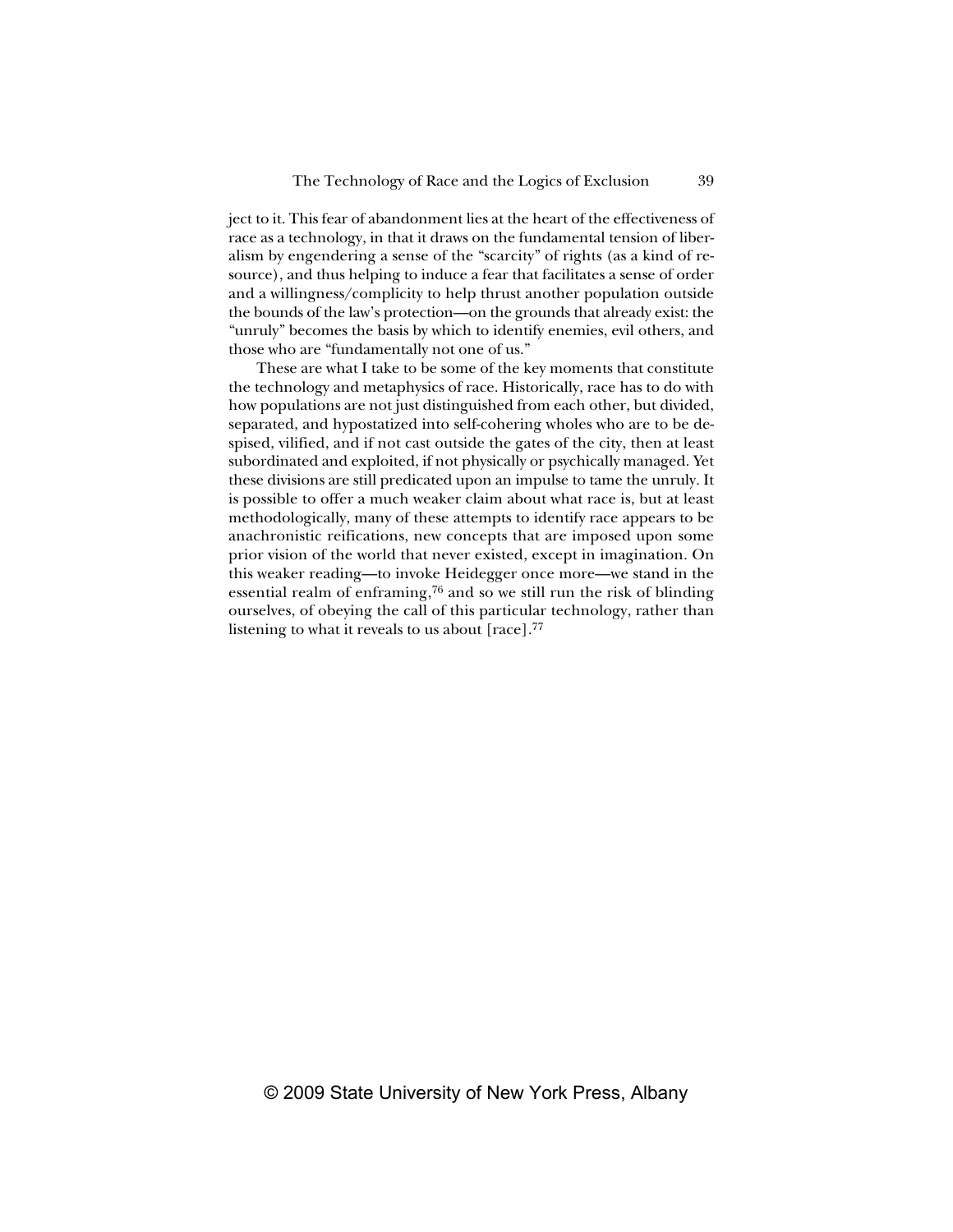ject to it. This fear of abandonment lies at the heart of the effectiveness of race as a technology, in that it draws on the fundamental tension of liberalism by engendering a sense of the "scarcity" of rights (as a kind of resource), and thus helping to induce a fear that facilitates a sense of order and a willingness/complicity to help thrust another population outside the bounds of the law's protection—on the grounds that already exist: the "unruly" becomes the basis by which to identify enemies, evil others, and those who are "fundamentally not one of us."

These are what I take to be some of the key moments that constitute the technology and metaphysics of race. Historically, race has to do with how populations are not just distinguished from each other, but divided, separated, and hypostatized into self-cohering wholes who are to be despised, vilified, and if not cast outside the gates of the city, then at least subordinated and exploited, if not physically or psychically managed. Yet these divisions are still predicated upon an impulse to tame the unruly. It is possible to offer a much weaker claim about what race is, but at least methodologically, many of these attempts to identify race appears to be anachronistic reifications, new concepts that are imposed upon some prior vision of the world that never existed, except in imagination. On this weaker reading—to invoke Heidegger once more—we stand in the essential realm of enframing,[76] and so we still run the risk of blinding ourselves, of obeying the call of this particular technology, rather than listening to what it reveals to us about [race].[77]

© 2009 State University of New York Press, Albany